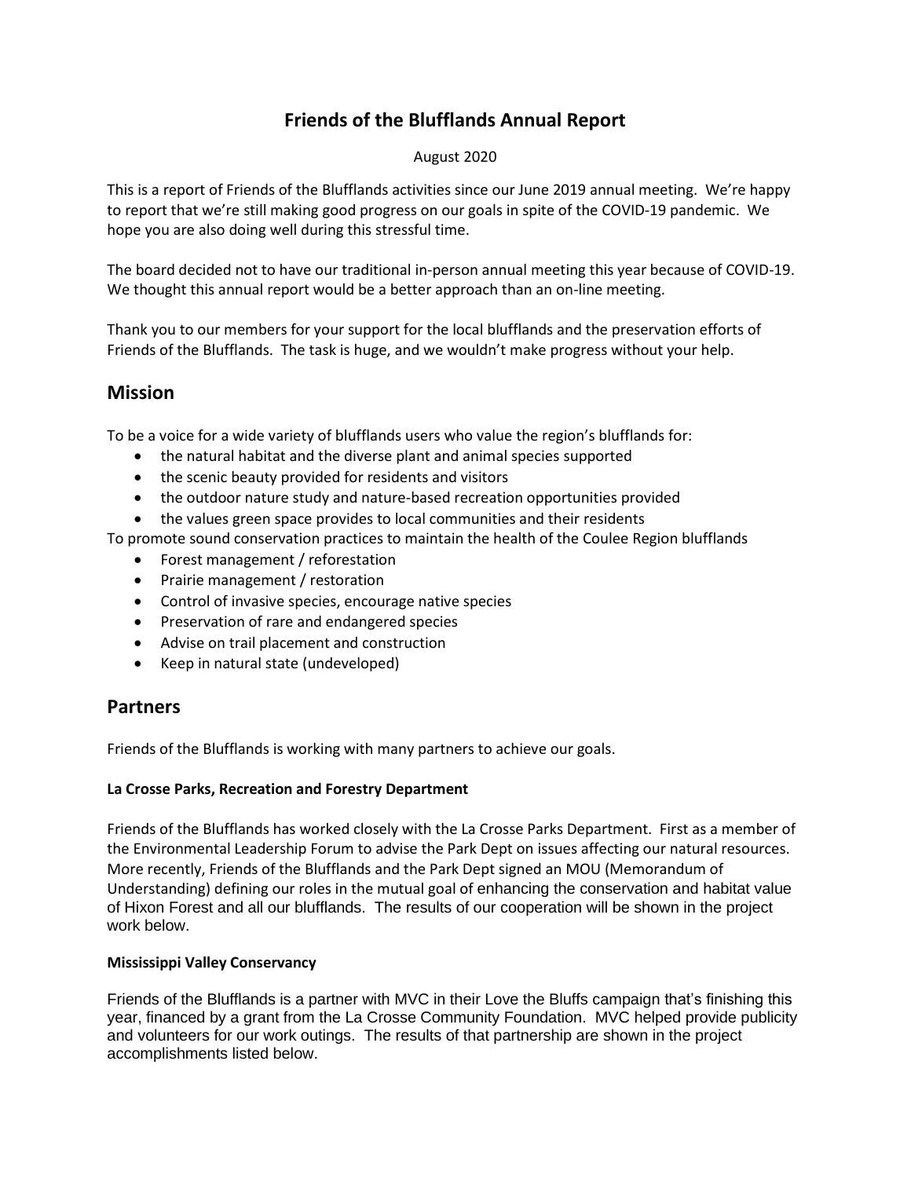# Friends of the Blufflands Annual Report

August 2020

This is a report of Friends of the Blufflands activities since our June 2019 annual meeting. We're happy to report that we're still making good progress on our goals in spite of the COVID-19 pandemic. We hope you are also doing well during this stressful time.

The board decided not to have our traditional in-person annual meeting this year because of COVID-19. We thought this annual report would be a better approach than an on-line meeting.

Thank you to our members for your support for the local blufflands and the preservation efforts of Friends of the Blufflands. The task is huge, and we wouldn't make progress without your help.

## Mission

To be a voice for a wide variety of blufflands users who value the region's blufflands for:

- the natural habitat and the diverse plant and animal species supported
- the scenic beauty provided for residents and visitors
- the outdoor nature study and nature-based recreation opportunities provided
- the values green space provides to local communities and their residents

To promote sound conservation practices to maintain the health of the Coulee Region blufflands

- Forest management / reforestation
- Prairie management / restoration
- Control of invasive species, encourage native species
- Preservation of rare and endangered species
- Advise on trail placement and construction
- Keep in natural state (undeveloped)

## Partners

Friends of the Blufflands is working with many partners to achieve our goals.

### La Crosse Parks, Recreation and Forestry Department

Friends of the Blufflands has worked closely with the La Crosse Parks Department. First as a member of the Environmental Leadership Forum to advise the Park Dept on issues affecting our natural resources. More recently, Friends of the Blufflands and the Park Dept signed an MOU (Memorandum of Understanding) defining our roles in the mutual goal of enhancing the conservation and habitat value of Hixon Forest and all our blufflands. The results of our cooperation will be shown in the project work below.

### Mississippi Valley Conservancy

Friends of the Blufflands is a partner with MVC in their Love the Bluffs campaign that's finishing this year, financed by a grant from the La Crosse Community Foundation. MVC helped provide publicity and volunteers for our work outings. The results of that partnership are shown in the project accomplishments listed below.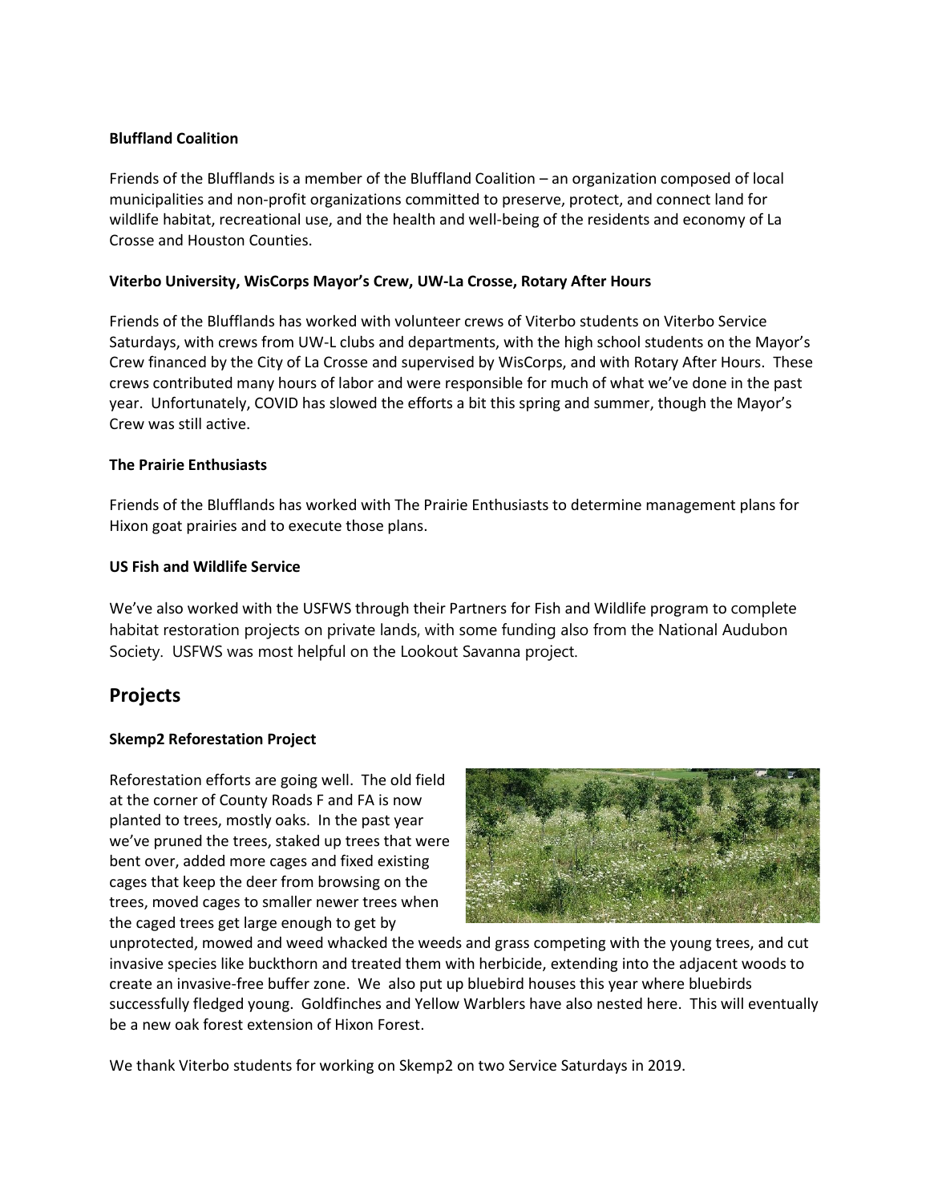**Bluffland Coalition**

Friends of the Blufflands is a member of the Bluffland Coalition – an organization composed of local municipalities and non-profit organizations committed to preserve, protect, and connect land for wildlife habitat, recreational use, and the health and well-being of the residents and economy of La Crosse and Houston Counties.

**Viterbo University, WisCorps Mayor's Crew, UW-La Crosse, Rotary After Hours**

Friends of the Blufflands has worked with volunteer crews of Viterbo students on Viterbo Service Saturdays, with crews from UW-L clubs and departments, with the high school students on the Mayor's Crew financed by the City of La Crosse and supervised by WisCorps, and with Rotary After Hours. These crews contributed many hours of labor and were responsible for much of what we've done in the past year. Unfortunately, COVID has slowed the efforts a bit this spring and summer, though the Mayor's Crew was still active.

**The Prairie Enthusiasts**

Friends of the Blufflands has worked with The Prairie Enthusiasts to determine management plans for Hixon goat prairies and to execute those plans.

**US Fish and Wildlife Service**

We've also worked with the USFWS through their Partners for Fish and Wildlife program to complete habitat restoration projects on private lands, with some funding also from the National Audubon Society. USFWS was most helpful on the Lookout Savanna project.

## Projects

**Skemp2 Reforestation Project**

Reforestation efforts are going well. The old field at the corner of County Roads F and FA is now planted to trees, mostly oaks. In the past year we've pruned the trees, staked up trees that were bent over, added more cages and fixed existing cages that keep the deer from browsing on the trees, moved cages to smaller newer trees when the caged trees get large enough to get by unprotected, mowed and weed whacked the weeds and grass competing with the young trees, and cut invasive species like buckthorn and treated them with herbicide, extending into the adjacent woods to create an invasive-free buffer zone. We also put up bluebird houses this year where bluebirds successfully fledged young. Goldfinches and Yellow Warblers have also nested here. This will eventually be a new oak forest extension of Hixon Forest.

We thank Viterbo students for working on Skemp2 on two Service Saturdays in 2019.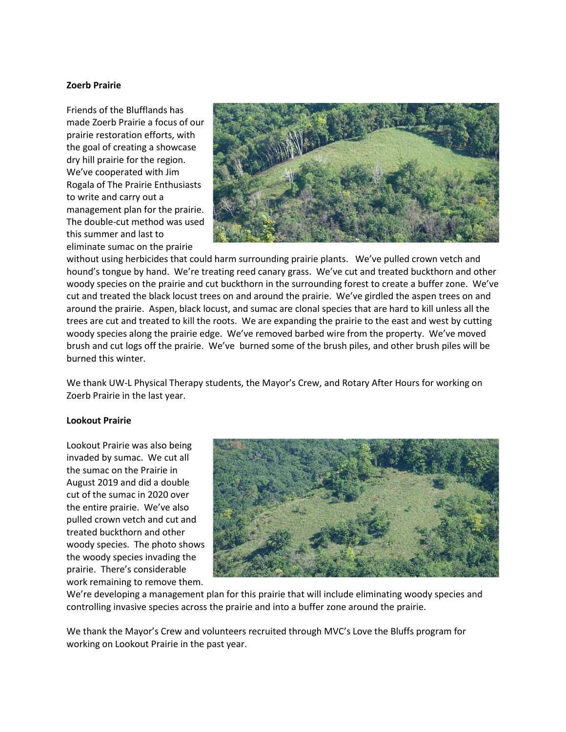**Zoerb Prairie**

Friends of the Blufflands has made Zoerb Prairie a focus of our prairie restoration efforts, with the goal of creating a showcase dry hill prairie for the region. We've cooperated with Jim Rogala of The Prairie Enthusiasts to write and carry out a management plan for the prairie. The double-cut method was used this summer and last to eliminate sumac on the prairie without using herbicides that could harm surrounding prairie plants. We've pulled crown vetch and hound's tongue by hand. We're treating reed canary grass. We've cut and treated buckthorn and other woody species on the prairie and cut buckthorn in the surrounding forest to create a buffer zone. We've cut and treated the black locust trees on and around the prairie. We've girdled the aspen trees on and around the prairie. Aspen, black locust, and sumac are clonal species that are hard to kill unless all the trees are cut and treated to kill the roots. We are expanding the prairie to the east and west by cutting woody species along the prairie edge. We've removed barbed wire from the property. We've moved brush and cut logs off the prairie. We've burned some of the brush piles, and other brush piles will be burned this winter.

We thank UW-L Physical Therapy students, the Mayor's Crew, and Rotary After Hours for working on Zoerb Prairie in the last year.

**Lookout Prairie**

Lookout Prairie was also being invaded by sumac. We cut all the sumac on the Prairie in August 2019 and did a double cut of the sumac in 2020 over the entire prairie. We've also pulled crown vetch and cut and treated buckthorn and other woody species. The photo shows the woody species invading the prairie. There's considerable work remaining to remove them. We're developing a management plan for this prairie that will include eliminating woody species and controlling invasive species across the prairie and into a buffer zone around the prairie.

We thank the Mayor's Crew and volunteers recruited through MVC's Love the Bluffs program for working on Lookout Prairie in the past year.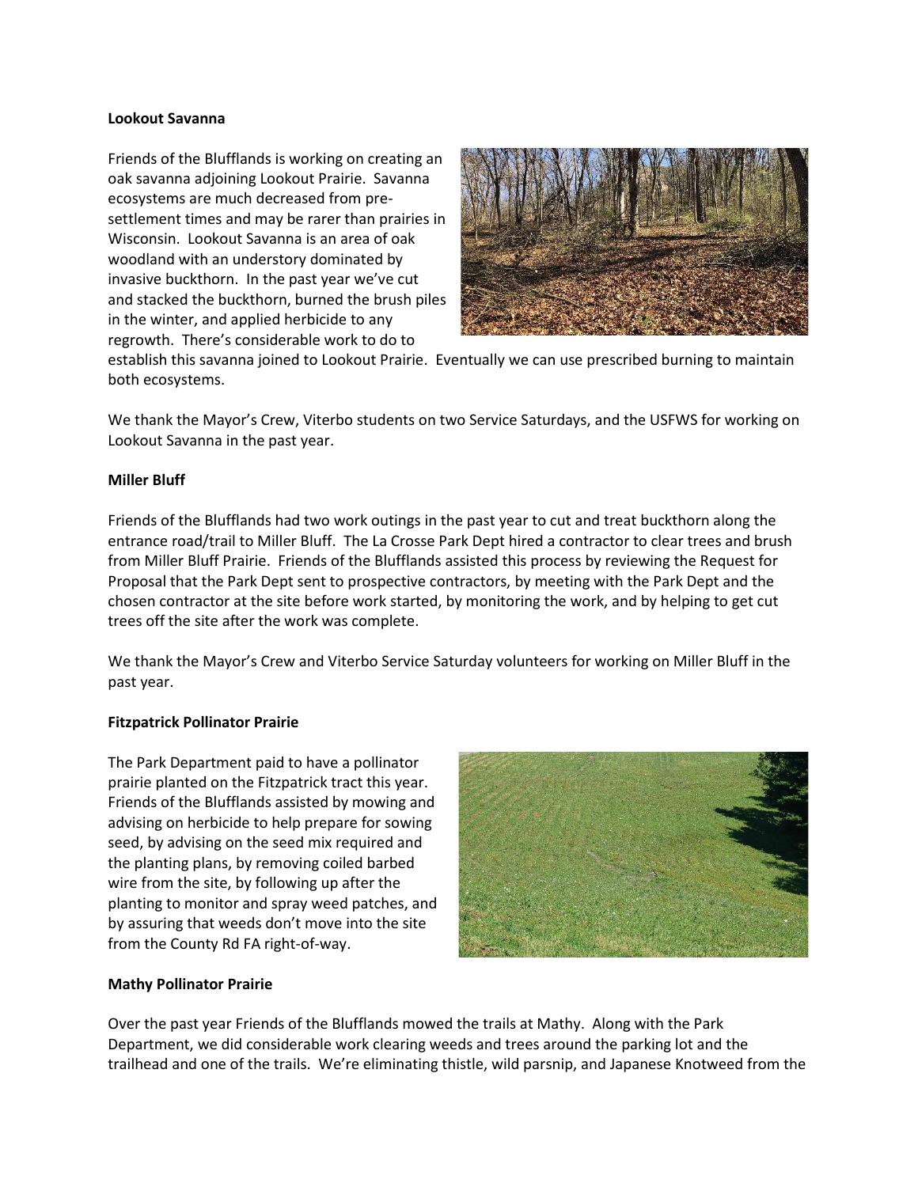**Lookout Savanna**

Friends of the Blufflands is working on creating an oak savanna adjoining Lookout Prairie. Savanna ecosystems are much decreased from pre-settlement times and may be rarer than prairies in Wisconsin. Lookout Savanna is an area of oak woodland with an understory dominated by invasive buckthorn. In the past year we've cut and stacked the buckthorn, burned the brush piles in the winter, and applied herbicide to any regrowth. There's considerable work to do to establish this savanna joined to Lookout Prairie. Eventually we can use prescribed burning to maintain both ecosystems.

We thank the Mayor's Crew, Viterbo students on two Service Saturdays, and the USFWS for working on Lookout Savanna in the past year.

**Miller Bluff**

Friends of the Blufflands had two work outings in the past year to cut and treat buckthorn along the entrance road/trail to Miller Bluff. The La Crosse Park Dept hired a contractor to clear trees and brush from Miller Bluff Prairie. Friends of the Blufflands assisted this process by reviewing the Request for Proposal that the Park Dept sent to prospective contractors, by meeting with the Park Dept and the chosen contractor at the site before work started, by monitoring the work, and by helping to get cut trees off the site after the work was complete.

We thank the Mayor's Crew and Viterbo Service Saturday volunteers for working on Miller Bluff in the past year.

**Fitzpatrick Pollinator Prairie**

The Park Department paid to have a pollinator prairie planted on the Fitzpatrick tract this year. Friends of the Blufflands assisted by mowing and advising on herbicide to help prepare for sowing seed, by advising on the seed mix required and the planting plans, by removing coiled barbed wire from the site, by following up after the planting to monitor and spray weed patches, and by assuring that weeds don't move into the site from the County Rd FA right-of-way.

**Mathy Pollinator Prairie**

Over the past year Friends of the Blufflands mowed the trails at Mathy. Along with the Park Department, we did considerable work clearing weeds and trees around the parking lot and the trailhead and one of the trails. We're eliminating thistle, wild parsnip, and Japanese Knotweed from the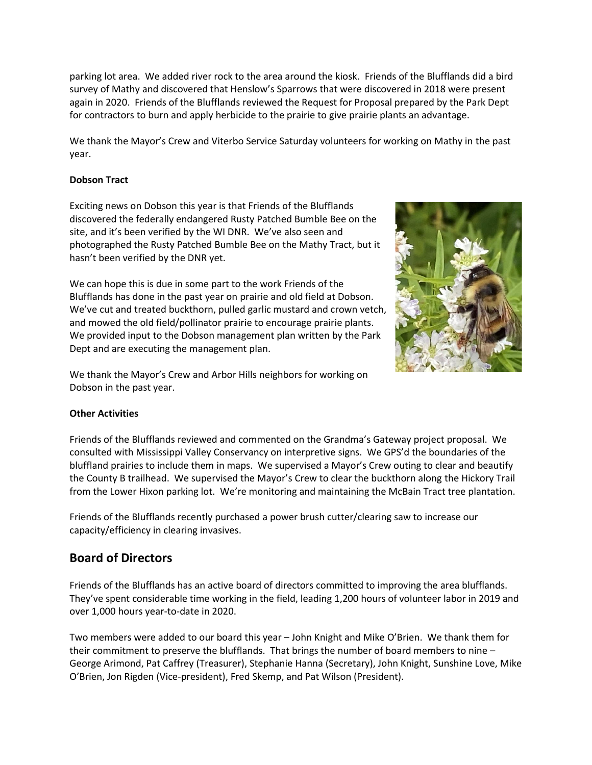parking lot area. We added river rock to the area around the kiosk. Friends of the Blufflands did a bird survey of Mathy and discovered that Henslow's Sparrows that were discovered in 2018 were present again in 2020. Friends of the Blufflands reviewed the Request for Proposal prepared by the Park Dept for contractors to burn and apply herbicide to the prairie to give prairie plants an advantage.

We thank the Mayor's Crew and Viterbo Service Saturday volunteers for working on Mathy in the past year.

**Dobson Tract**

Exciting news on Dobson this year is that Friends of the Blufflands discovered the federally endangered Rusty Patched Bumble Bee on the site, and it's been verified by the WI DNR. We've also seen and photographed the Rusty Patched Bumble Bee on the Mathy Tract, but it hasn't been verified by the DNR yet.

We can hope this is due in some part to the work Friends of the Blufflands has done in the past year on prairie and old field at Dobson. We've cut and treated buckthorn, pulled garlic mustard and crown vetch, and mowed the old field/pollinator prairie to encourage prairie plants. We provided input to the Dobson management plan written by the Park Dept and are executing the management plan.

We thank the Mayor's Crew and Arbor Hills neighbors for working on Dobson in the past year.

**Other Activities**

Friends of the Blufflands reviewed and commented on the Grandma's Gateway project proposal. We consulted with Mississippi Valley Conservancy on interpretive signs. We GPS'd the boundaries of the bluffland prairies to include them in maps. We supervised a Mayor's Crew outing to clear and beautify the County B trailhead. We supervised the Mayor's Crew to clear the buckthorn along the Hickory Trail from the Lower Hixon parking lot. We're monitoring and maintaining the McBain Tract tree plantation.

Friends of the Blufflands recently purchased a power brush cutter/clearing saw to increase our capacity/efficiency in clearing invasives.

## Board of Directors

Friends of the Blufflands has an active board of directors committed to improving the area blufflands. They've spent considerable time working in the field, leading 1,200 hours of volunteer labor in 2019 and over 1,000 hours year-to-date in 2020.

Two members were added to our board this year – John Knight and Mike O'Brien. We thank them for their commitment to preserve the blufflands. That brings the number of board members to nine – George Arimond, Pat Caffrey (Treasurer), Stephanie Hanna (Secretary), John Knight, Sunshine Love, Mike O'Brien, Jon Rigden (Vice-president), Fred Skemp, and Pat Wilson (President).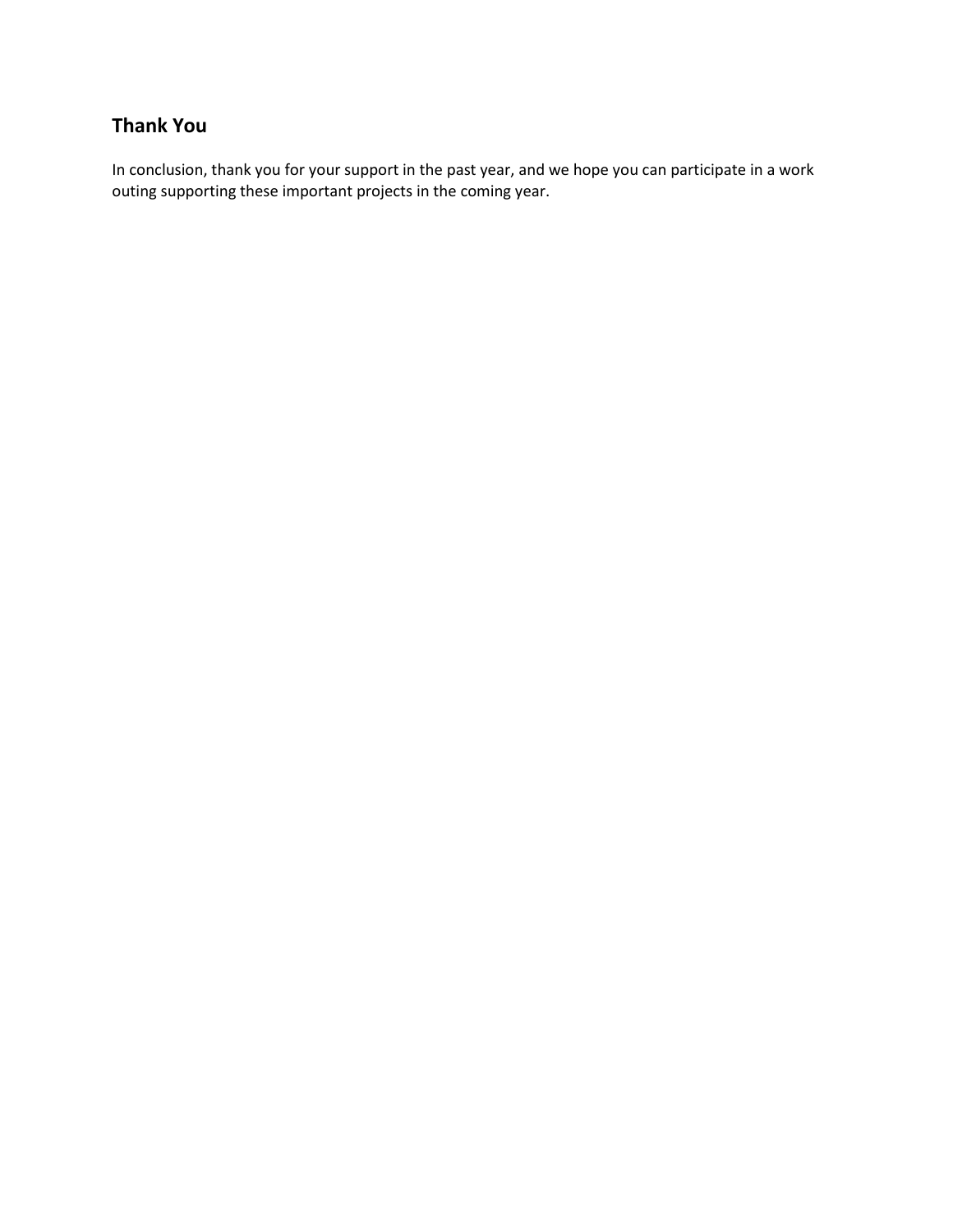## Thank You

In conclusion, thank you for your support in the past year, and we hope you can participate in a work outing supporting these important projects in the coming year.